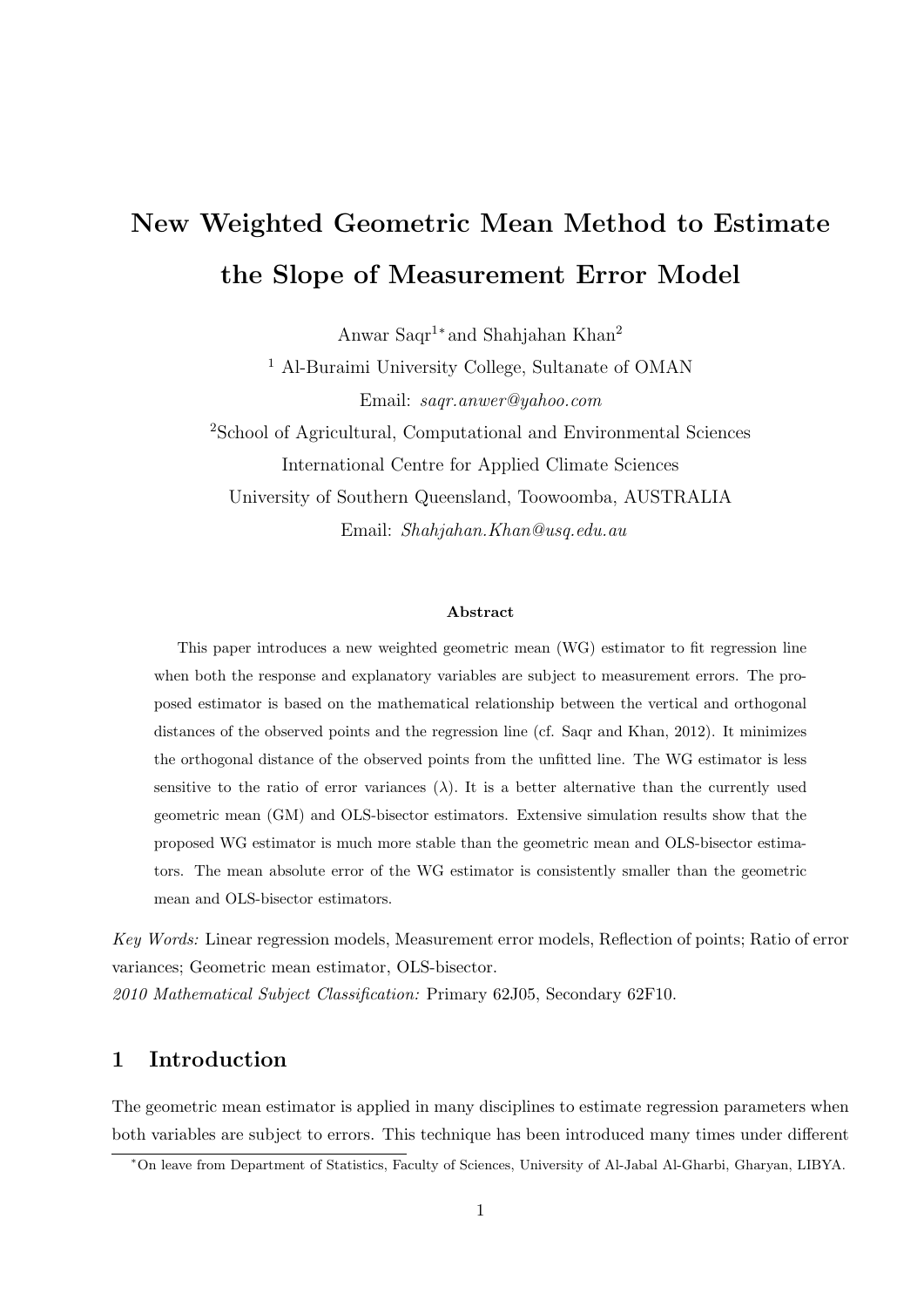# New Weighted Geometric Mean Method to Estimate the Slope of Measurement Error Model

Anwar Saqr[1*] and Shahjahan Khan[2]

[1] Al-Buraimi University College, Sultanate of OMAN

Email: *saqr.anwer@yahoo.com*

[2]School of Agricultural, Computational and Environmental Sciences

International Centre for Applied Climate Sciences

University of Southern Queensland, Toowoomba, AUSTRALIA

Email: *Shahjahan.Khan@usq.edu.au*

### Abstract

This paper introduces a new weighted geometric mean (WG) estimator to fit regression line when both the response and explanatory variables are subject to measurement errors. The proposed estimator is based on the mathematical relationship between the vertical and orthogonal distances of the observed points and the regression line (cf. Saqr and Khan, 2012). It minimizes the orthogonal distance of the observed points from the unfitted line. The WG estimator is less sensitive to the ratio of error variances ($\lambda$). It is a better alternative than the currently used geometric mean (GM) and OLS-bisector estimators. Extensive simulation results show that the proposed WG estimator is much more stable than the geometric mean and OLS-bisector estimators. The mean absolute error of the WG estimator is consistently smaller than the geometric mean and OLS-bisector estimators.

*Key Words:* Linear regression models, Measurement error models, Reflection of points; Ratio of error variances; Geometric mean estimator, OLS-bisector.

*2010 Mathematical Subject Classification:* Primary 62J05, Secondary 62F10.

## 1 Introduction

The geometric mean estimator is applied in many disciplines to estimate regression parameters when both variables are subject to errors. This technique has been introduced many times under different

[*]On leave from Department of Statistics, Faculty of Sciences, University of Al-Jabal Al-Gharbi, Gharyan, LIBYA.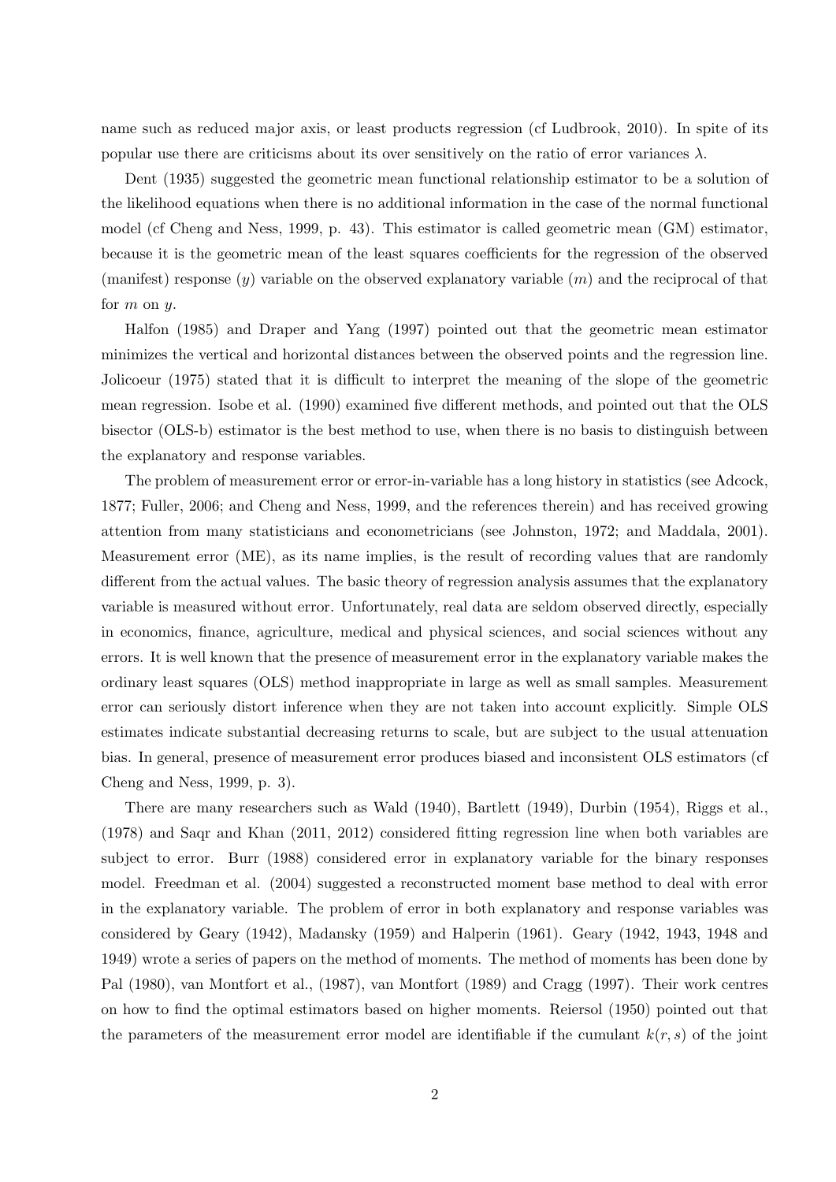name such as reduced major axis, or least products regression (cf Ludbrook, 2010). In spite of its popular use there are criticisms about its over sensitively on the ratio of error variances $\lambda$.

Dent (1935) suggested the geometric mean functional relationship estimator to be a solution of the likelihood equations when there is no additional information in the case of the normal functional model (cf Cheng and Ness, 1999, p. 43). This estimator is called geometric mean (GM) estimator, because it is the geometric mean of the least squares coefficients for the regression of the observed (manifest) response ($y$) variable on the observed explanatory variable ($m$) and the reciprocal of that for $m$ on $y$.

Halfon (1985) and Draper and Yang (1997) pointed out that the geometric mean estimator minimizes the vertical and horizontal distances between the observed points and the regression line. Jolicoeur (1975) stated that it is difficult to interpret the meaning of the slope of the geometric mean regression. Isobe et al. (1990) examined five different methods, and pointed out that the OLS bisector (OLS-b) estimator is the best method to use, when there is no basis to distinguish between the explanatory and response variables.

The problem of measurement error or error-in-variable has a long history in statistics (see Adcock, 1877; Fuller, 2006; and Cheng and Ness, 1999, and the references therein) and has received growing attention from many statisticians and econometricians (see Johnston, 1972; and Maddala, 2001). Measurement error (ME), as its name implies, is the result of recording values that are randomly different from the actual values. The basic theory of regression analysis assumes that the explanatory variable is measured without error. Unfortunately, real data are seldom observed directly, especially in economics, finance, agriculture, medical and physical sciences, and social sciences without any errors. It is well known that the presence of measurement error in the explanatory variable makes the ordinary least squares (OLS) method inappropriate in large as well as small samples. Measurement error can seriously distort inference when they are not taken into account explicitly. Simple OLS estimates indicate substantial decreasing returns to scale, but are subject to the usual attenuation bias. In general, presence of measurement error produces biased and inconsistent OLS estimators (cf Cheng and Ness, 1999, p. 3).

There are many researchers such as Wald (1940), Bartlett (1949), Durbin (1954), Riggs et al., (1978) and Saqr and Khan (2011, 2012) considered fitting regression line when both variables are subject to error. Burr (1988) considered error in explanatory variable for the binary responses model. Freedman et al. (2004) suggested a reconstructed moment base method to deal with error in the explanatory variable. The problem of error in both explanatory and response variables was considered by Geary (1942), Madansky (1959) and Halperin (1961). Geary (1942, 1943, 1948 and 1949) wrote a series of papers on the method of moments. The method of moments has been done by Pal (1980), van Montfort et al., (1987), van Montfort (1989) and Cragg (1997). Their work centres on how to find the optimal estimators based on higher moments. Reiersol (1950) pointed out that the parameters of the measurement error model are identifiable if the cumulant $k(r, s)$ of the joint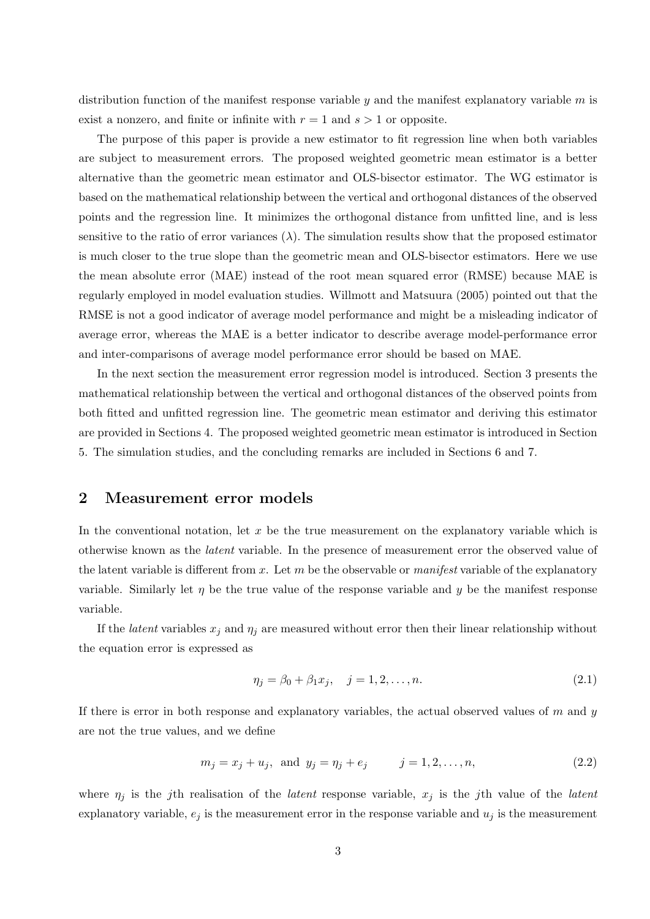distribution function of the manifest response variable $y$ and the manifest explanatory variable $m$ is exist a nonzero, and finite or infinite with $r = 1$ and $s > 1$ or opposite.

The purpose of this paper is provide a new estimator to fit regression line when both variables are subject to measurement errors. The proposed weighted geometric mean estimator is a better alternative than the geometric mean estimator and OLS-bisector estimator. The WG estimator is based on the mathematical relationship between the vertical and orthogonal distances of the observed points and the regression line. It minimizes the orthogonal distance from unfitted line, and is less sensitive to the ratio of error variances ($\lambda$). The simulation results show that the proposed estimator is much closer to the true slope than the geometric mean and OLS-bisector estimators. Here we use the mean absolute error (MAE) instead of the root mean squared error (RMSE) because MAE is regularly employed in model evaluation studies. Willmott and Matsuura (2005) pointed out that the RMSE is not a good indicator of average model performance and might be a misleading indicator of average error, whereas the MAE is a better indicator to describe average model-performance error and inter-comparisons of average model performance error should be based on MAE.

In the next section the measurement error regression model is introduced. Section 3 presents the mathematical relationship between the vertical and orthogonal distances of the observed points from both fitted and unfitted regression line. The geometric mean estimator and deriving this estimator are provided in Sections 4. The proposed weighted geometric mean estimator is introduced in Section 5. The simulation studies, and the concluding remarks are included in Sections 6 and 7.

## 2 Measurement error models

In the conventional notation, let $x$ be the true measurement on the explanatory variable which is otherwise known as the *latent* variable. In the presence of measurement error the observed value of the latent variable is different from $x$. Let $m$ be the observable or *manifest* variable of the explanatory variable. Similarly let $\eta$ be the true value of the response variable and $y$ be the manifest response variable.

If the *latent* variables $x_j$ and $\eta_j$ are measured without error then their linear relationship without the equation error is expressed as

$$\eta_j = \beta_0 + \beta_1 x_j, \quad j = 1, 2, \ldots, n. \tag{2.1}$$

If there is error in both response and explanatory variables, the actual observed values of $m$ and $y$ are not the true values, and we define

$$m_j = x_j + u_j, \text{ and } y_j = \eta_j + e_j \qquad j = 1, 2, \ldots, n, \tag{2.2}$$

where $\eta_j$ is the $j$th realisation of the *latent* response variable, $x_j$ is the $j$th value of the *latent* explanatory variable, $e_j$ is the measurement error in the response variable and $u_j$ is the measurement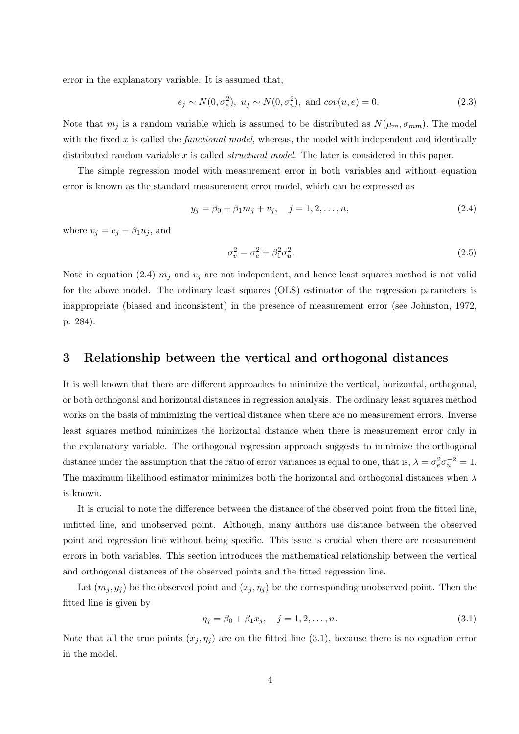error in the explanatory variable. It is assumed that,

$$e_j \sim N(0, \sigma_e^2), \; u_j \sim N(0, \sigma_u^2), \text{ and } cov(u, e) = 0. \tag{2.3}$$

Note that $m_j$ is a random variable which is assumed to be distributed as $N(\mu_m, \sigma_{mm})$. The model with the fixed $x$ is called the *functional model*, whereas, the model with independent and identically distributed random variable $x$ is called *structural model*. The later is considered in this paper.

The simple regression model with measurement error in both variables and without equation error is known as the standard measurement error model, which can be expressed as

$$y_j = \beta_0 + \beta_1 m_j + v_j, \quad j = 1, 2, \ldots, n, \tag{2.4}$$

where $v_j = e_j - \beta_1 u_j$, and

$$\sigma_v^2 = \sigma_e^2 + \beta_1^2 \sigma_u^2. \tag{2.5}$$

Note in equation (2.4) $m_j$ and $v_j$ are not independent, and hence least squares method is not valid for the above model. The ordinary least squares (OLS) estimator of the regression parameters is inappropriate (biased and inconsistent) in the presence of measurement error (see Johnston, 1972, p. 284).

## 3 Relationship between the vertical and orthogonal distances

It is well known that there are different approaches to minimize the vertical, horizontal, orthogonal, or both orthogonal and horizontal distances in regression analysis. The ordinary least squares method works on the basis of minimizing the vertical distance when there are no measurement errors. Inverse least squares method minimizes the horizontal distance when there is measurement error only in the explanatory variable. The orthogonal regression approach suggests to minimize the orthogonal distance under the assumption that the ratio of error variances is equal to one, that is, $\lambda = \sigma_e^2 \sigma_u^{-2} = 1$. The maximum likelihood estimator minimizes both the horizontal and orthogonal distances when $\lambda$ is known.

It is crucial to note the difference between the distance of the observed point from the fitted line, unfitted line, and unobserved point. Although, many authors use distance between the observed point and regression line without being specific. This issue is crucial when there are measurement errors in both variables. This section introduces the mathematical relationship between the vertical and orthogonal distances of the observed points and the fitted regression line.

Let $(m_j, y_j)$ be the observed point and $(x_j, \eta_j)$ be the corresponding unobserved point. Then the fitted line is given by

$$\eta_j = \beta_0 + \beta_1 x_j, \quad j = 1, 2, \ldots, n. \tag{3.1}$$

Note that all the true points $(x_j, \eta_j)$ are on the fitted line (3.1), because there is no equation error in the model.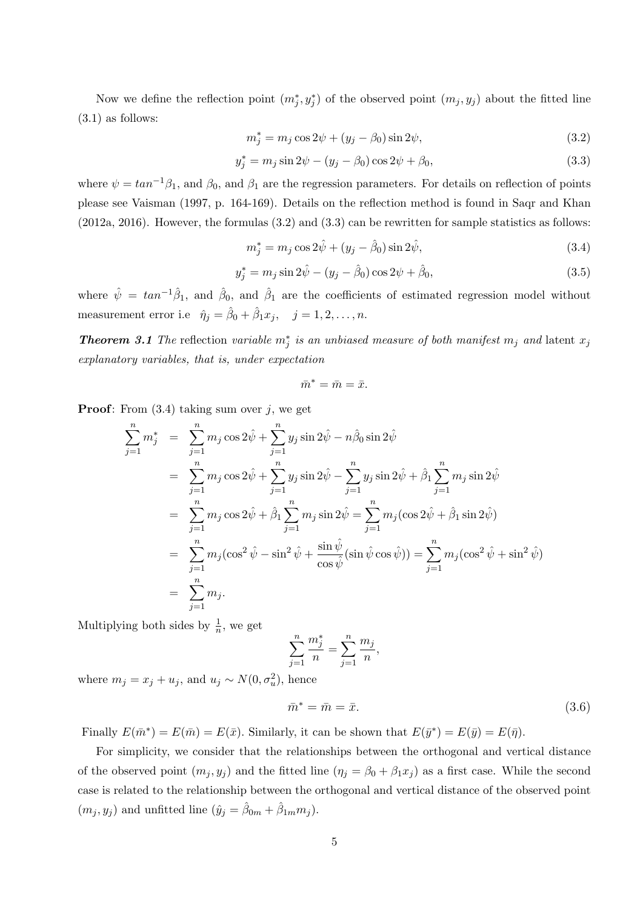Now we define the reflection point $(m_j^*, y_j^*)$ of the observed point $(m_j, y_j)$ about the fitted line (3.1) as follows:

$$m_j^* = m_j \cos 2\psi + (y_j - \beta_0) \sin 2\psi, \tag{3.2}$$

$$y_j^* = m_j \sin 2\psi - (y_j - \beta_0) \cos 2\psi + \beta_0, \tag{3.3}$$

where $\psi = tan^{-1}\beta_1$, and $\beta_0$, and $\beta_1$ are the regression parameters. For details on reflection of points please see Vaisman (1997, p. 164-169). Details on the reflection method is found in Saqr and Khan (2012a, 2016). However, the formulas (3.2) and (3.3) can be rewritten for sample statistics as follows:

$$m_j^* = m_j \cos 2\hat{\psi} + (y_j - \hat{\beta}_0) \sin 2\hat{\psi}, \tag{3.4}$$

$$y_j^* = m_j \sin 2\hat{\psi} - (y_j - \hat{\beta}_0) \cos 2\psi + \hat{\beta}_0, \tag{3.5}$$

where $\hat{\psi} = tan^{-1}\hat{\beta}_1$, and $\hat{\beta}_0$, and $\hat{\beta}_1$ are the coefficients of estimated regression model without measurement error i.e $\hat{\eta}_j = \hat{\beta}_0 + \hat{\beta}_1 x_j, \quad j = 1, 2, \ldots, n.$

***Theorem 3.1*** *The* reflection *variable $m_j^*$ is an unbiased measure of both manifest $m_j$ and* latent *$x_j$ explanatory variables, that is, under expectation*

$$\bar{m}^* = \bar{m} = \bar{x}.$$

**Proof**: From (3.4) taking sum over $j$, we get

$$\begin{aligned}
\sum_{j=1}^{n} m_j^* &= \sum_{j=1}^{n} m_j \cos 2\hat{\psi} + \sum_{j=1}^{n} y_j \sin 2\hat{\psi} - n\hat{\beta}_0 \sin 2\hat{\psi} \\
&= \sum_{j=1}^{n} m_j \cos 2\hat{\psi} + \sum_{j=1}^{n} y_j \sin 2\hat{\psi} - \sum_{j=1}^{n} y_j \sin 2\hat{\psi} + \hat{\beta}_1 \sum_{j=1}^{n} m_j \sin 2\hat{\psi} \\
&= \sum_{j=1}^{n} m_j \cos 2\hat{\psi} + \hat{\beta}_1 \sum_{j=1}^{n} m_j \sin 2\hat{\psi} = \sum_{j=1}^{n} m_j (\cos 2\hat{\psi} + \hat{\beta}_1 \sin 2\hat{\psi}) \\
&= \sum_{j=1}^{n} m_j (\cos^2\hat{\psi} - \sin^2\hat{\psi} + \frac{\sin\hat{\psi}}{\cos\hat{\psi}}(\sin\hat{\psi}\cos\hat{\psi})) = \sum_{j=1}^{n} m_j (\cos^2\hat{\psi} + \sin^2\hat{\psi}) \\
&= \sum_{j=1}^{n} m_j.
\end{aligned}$$

Multiplying both sides by $\frac{1}{n}$, we get

$$\sum_{j=1}^{n} \frac{m_j^*}{n} = \sum_{j=1}^{n} \frac{m_j}{n},$$

where $m_j = x_j + u_j$, and $u_j \sim N(0, \sigma_u^2)$, hence

$$\bar{m}^* = \bar{m} = \bar{x}. \tag{3.6}$$

Finally $E(\bar{m}^*) = E(\bar{m}) = E(\bar{x})$. Similarly, it can be shown that $E(\bar{y}^*) = E(\bar{y}) = E(\bar{\eta})$.

For simplicity, we consider that the relationships between the orthogonal and vertical distance of the observed point $(m_j, y_j)$ and the fitted line $(\eta_j = \beta_0 + \beta_1 x_j)$ as a first case. While the second case is related to the relationship between the orthogonal and vertical distance of the observed point $(m_j, y_j)$ and unfitted line $(\hat{y}_j = \hat{\beta}_{0m} + \hat{\beta}_{1m} m_j)$.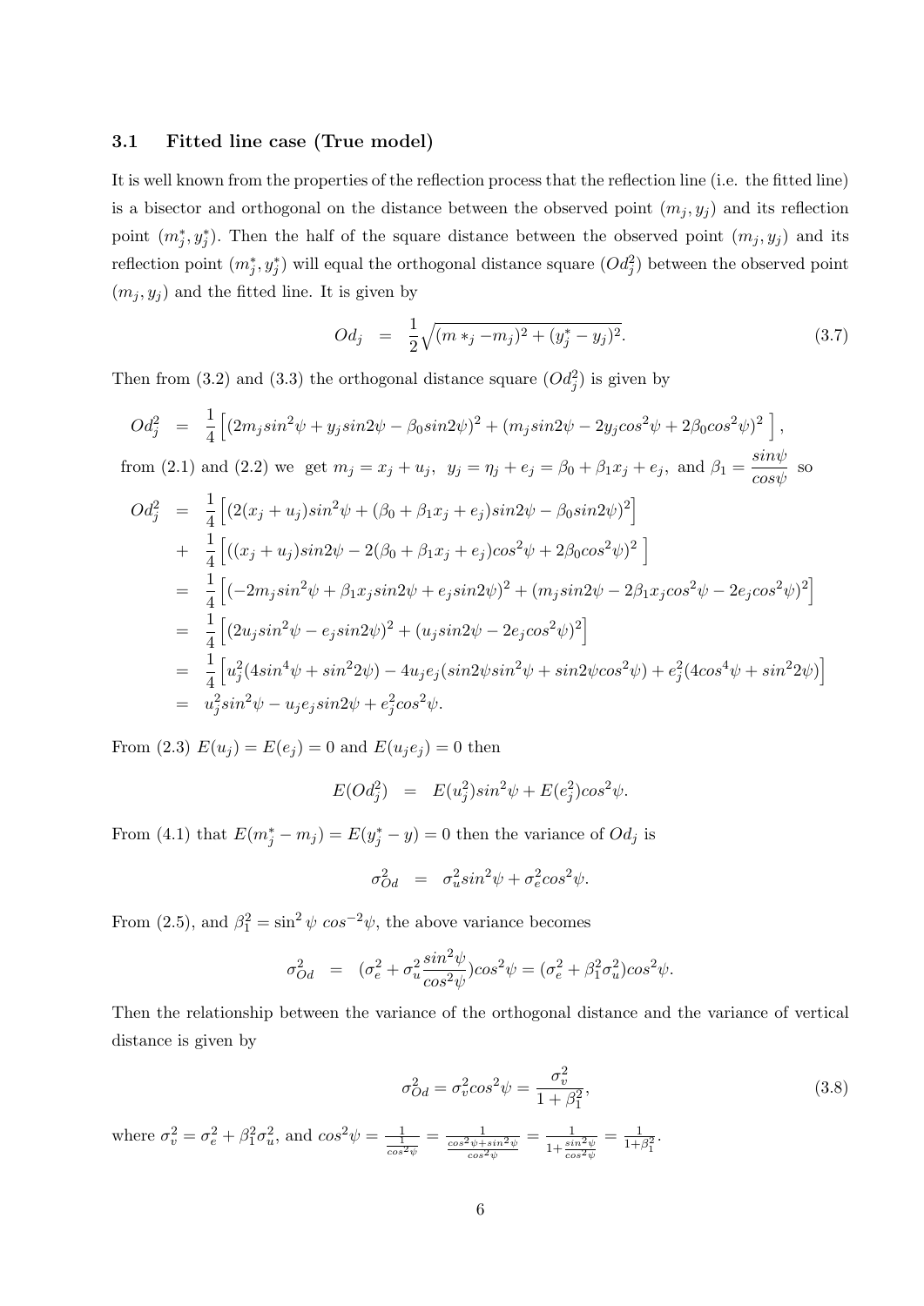### 3.1 Fitted line case (True model)

It is well known from the properties of the reflection process that the reflection line (i.e. the fitted line) is a bisector and orthogonal on the distance between the observed point $(m_j, y_j)$ and its reflection point $(m_j^*, y_j^*)$. Then the half of the square distance between the observed point $(m_j, y_j)$ and its reflection point $(m_j^*, y_j^*)$ will equal the orthogonal distance square $(Od_j^2)$ between the observed point $(m_j, y_j)$ and the fitted line. It is given by

$$Od_j = \frac{1}{2}\sqrt{(m*_j - m_j)^2 + (y_j^* - y_j)^2}. \tag{3.7}$$

Then from (3.2) and (3.3) the orthogonal distance square $(Od_j^2)$ is given by

$$Od_j^2 = \frac{1}{4}\left[(2m_j sin^2\psi + y_j sin2\psi - \beta_0 sin2\psi)^2 + (m_j sin2\psi - 2y_j cos^2\psi + 2\beta_0 cos^2\psi)^2\right],$$

from (2.1) and (2.2) we get $m_j = x_j + u_j$, $y_j = \eta_j + e_j = \beta_0 + \beta_1 x_j + e_j$, and $\beta_1 = \dfrac{sin\psi}{cos\psi}$ so

$$\begin{aligned}
Od_j^2 &= \frac{1}{4}\left[(2(x_j + u_j)sin^2\psi + (\beta_0 + \beta_1 x_j + e_j)sin2\psi - \beta_0 sin2\psi)^2\right] \\
&+ \frac{1}{4}\left[((x_j + u_j)sin2\psi - 2(\beta_0 + \beta_1 x_j + e_j)cos^2\psi + 2\beta_0 cos^2\psi)^2\right] \\
&= \frac{1}{4}\left[(-2m_j sin^2\psi + \beta_1 x_j sin2\psi + e_j sin2\psi)^2 + (m_j sin2\psi - 2\beta_1 x_j cos^2\psi - 2e_j cos^2\psi)^2\right] \\
&= \frac{1}{4}\left[(2u_j sin^2\psi - e_j sin2\psi)^2 + (u_j sin2\psi - 2e_j cos^2\psi)^2\right] \\
&= \frac{1}{4}\left[u_j^2(4sin^4\psi + sin^2 2\psi) - 4u_j e_j(sin2\psi sin^2\psi + sin2\psi cos^2\psi) + e_j^2(4cos^4\psi + sin^2 2\psi)\right] \\
&= u_j^2 sin^2\psi - u_j e_j sin2\psi + e_j^2 cos^2\psi.
\end{aligned}$$

From (2.3) $E(u_j) = E(e_j) = 0$ and $E(u_j e_j) = 0$ then

$$E(Od_j^2) = E(u_j^2)sin^2\psi + E(e_j^2)cos^2\psi.$$

From (4.1) that $E(m_j^* - m_j) = E(y_j^* - y) = 0$ then the variance of $Od_j$ is

$$\sigma_{Od}^2 = \sigma_u^2 sin^2\psi + \sigma_e^2 cos^2\psi.$$

From (2.5), and $\beta_1^2 = \sin^2\psi \ cos^{-2}\psi$, the above variance becomes

$$\sigma_{Od}^2 = (\sigma_e^2 + \sigma_u^2 \frac{sin^2\psi}{cos^2\psi})cos^2\psi = (\sigma_e^2 + \beta_1^2\sigma_u^2)cos^2\psi.$$

Then the relationship between the variance of the orthogonal distance and the variance of vertical distance is given by

$$\sigma_{Od}^2 = \sigma_v^2 cos^2\psi = \frac{\sigma_v^2}{1 + \beta_1^2}, \tag{3.8}$$

where $\sigma_v^2 = \sigma_e^2 + \beta_1^2\sigma_u^2$, and $cos^2\psi = \frac{1}{\frac{1}{cos^2\psi}} = \frac{1}{\frac{cos^2\psi + sin^2\psi}{cos^2\psi}} = \frac{1}{1 + \frac{sin^2\psi}{cos^2\psi}} = \frac{1}{1+\beta_1^2}$.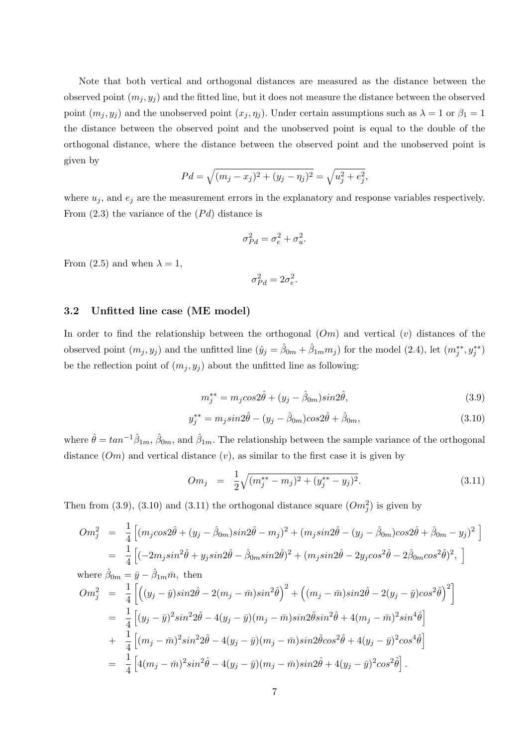Note that both vertical and orthogonal distances are measured as the distance between the observed point $(m_j, y_j)$ and the fitted line, but it does not measure the distance between the observed point $(m_j, y_j)$ and the unobserved point $(x_j, \eta_j)$. Under certain assumptions such as $\lambda = 1$ or $\beta_1 = 1$ the distance between the observed point and the unobserved point is equal to the double of the orthogonal distance, where the distance between the observed point and the unobserved point is given by

$$Pd = \sqrt{(m_j - x_j)^2 + (y_j - \eta_j)^2} = \sqrt{u_j^2 + e_j^2},$$

where $u_j$, and $e_j$ are the measurement errors in the explanatory and response variables respectively. From (2.3) the variance of the $(Pd)$ distance is

$$\sigma_{Pd}^2 = \sigma_e^2 + \sigma_u^2.$$

From (2.5) and when $\lambda = 1$,

$$\sigma_{Pd}^2 = 2\sigma_e^2.$$

### 3.2 Unfitted line case (ME model)

In order to find the relationship between the orthogonal $(Om)$ and vertical $(v)$ distances of the observed point $(m_j, y_j)$ and the unfitted line $(\hat{y}_j = \hat{\beta}_{0m} + \hat{\beta}_{1m} m_j)$ for the model (2.4), let $(m_j^{**}, y_j^{**})$ be the reflection point of $(m_j, y_j)$ about the unfitted line as following:

$$m_j^{**} = m_j cos2\hat{\theta} + (y_j - \hat{\beta}_{0m}) sin2\hat{\theta}, \tag{3.9}$$

$$y_j^{**} = m_j sin2\hat{\theta} - (y_j - \hat{\beta}_{0m}) cos2\hat{\theta} + \hat{\beta}_{0m}, \tag{3.10}$$

where $\hat{\theta} = tan^{-1}\hat{\beta}_{1m}$, $\hat{\beta}_{0m}$, and $\hat{\beta}_{1m}$. The relationship between the sample variance of the orthogonal distance $(Om)$ and vertical distance $(v)$, as similar to the first case it is given by

$$Om_j = \frac{1}{2}\sqrt{(m_j^{**} - m_j)^2 + (y_j^{**} - y_j)^2}. \tag{3.11}$$

Then from (3.9), (3.10) and (3.11) the orthogonal distance square $(Om_j^2)$ is given by

$$\begin{aligned}
Om_j^2 &= \frac{1}{4}\left[(m_j cos2\hat{\theta} + (y_j - \hat{\beta}_{0m})sin2\hat{\theta} - m_j)^2 + (m_j sin2\hat{\theta} - (y_j - \hat{\beta}_{0m})cos2\hat{\theta} + \hat{\beta}_{0m} - y_j)^2\right] \\
&= \frac{1}{4}\left[(-2m_j sin^2\hat{\theta} + y_j sin2\hat{\theta} - \hat{\beta}_{0m} sin2\hat{\theta})^2 + (m_j sin2\hat{\theta} - 2y_j cos^2\hat{\theta} - 2\hat{\beta}_{0m} cos^2\hat{\theta})^2, \right]
\end{aligned}$$

where $\hat{\beta}_{0m} = \bar{y} - \hat{\beta}_{1m}\bar{m}$, then

$$\begin{aligned}
Om_j^2 &= \frac{1}{4}\left[\left((y_j - \bar{y})sin2\hat{\theta} - 2(m_j - \bar{m})sin^2\hat{\theta}\right)^2 + \left((m_j - \bar{m})sin2\hat{\theta} - 2(y_j - \bar{y})cos^2\hat{\theta}\right)^2\right] \\
&= \frac{1}{4}\left[(y_j - \bar{y})^2 sin^2 2\hat{\theta} - 4(y_j - \bar{y})(m_j - \bar{m})sin2\hat{\theta} sin^2\hat{\theta} + 4(m_j - \bar{m})^2 sin^4\hat{\theta}\right] \\
&+ \frac{1}{4}\left[(m_j - \bar{m})^2 sin^2 2\hat{\theta} - 4(y_j - \bar{y})(m_j - \bar{m})sin2\hat{\theta} cos^2\hat{\theta} + 4(y_j - \bar{y})^2 cos^4\hat{\theta}\right] \\
&= \frac{1}{4}\left[4(m_j - \bar{m})^2 sin^2\hat{\theta} - 4(y_j - \bar{y})(m_j - \bar{m})sin2\hat{\theta} + 4(y_j - \bar{y})^2 cos^2\hat{\theta}\right].
\end{aligned}$$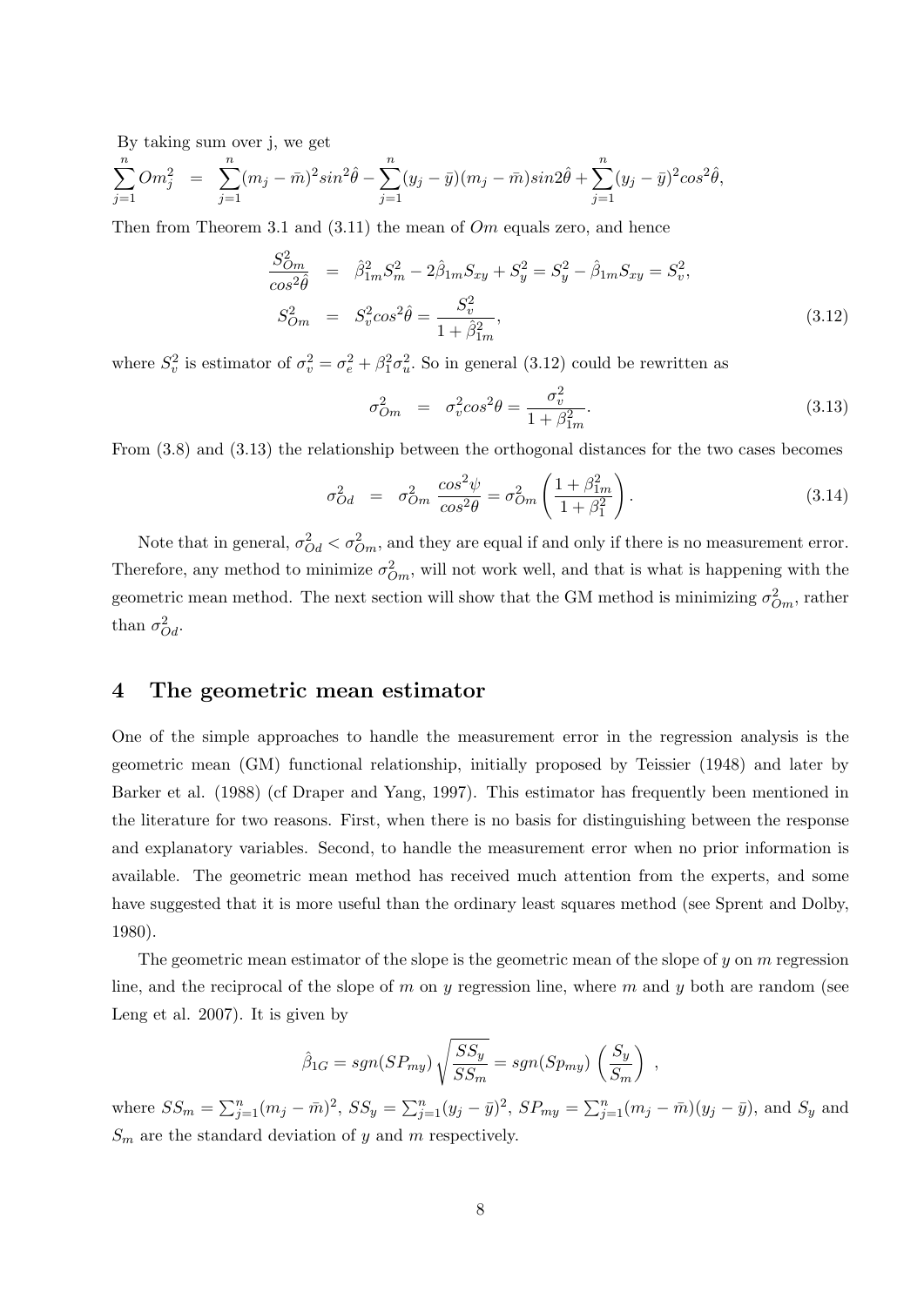By taking sum over j, we get

$$\sum_{j=1}^{n} Om_j^2 \;=\; \sum_{j=1}^{n}(m_j-\bar{m})^2 sin^2\hat{\theta} - \sum_{j=1}^{n}(y_j-\bar{y})(m_j-\bar{m}) sin2\hat{\theta} + \sum_{j=1}^{n}(y_j-\bar{y})^2 cos^2\hat{\theta},$$

Then from Theorem 3.1 and (3.11) the mean of $Om$ equals zero, and hence

$$\begin{aligned}
\frac{S_{Om}^2}{cos^2\hat{\theta}} &= \hat{\beta}_{1m}^2 S_m^2 - 2\hat{\beta}_{1m} S_{xy} + S_y^2 = S_y^2 - \hat{\beta}_{1m} S_{xy} = S_v^2, \\
S_{Om}^2 &= S_v^2 cos^2\hat{\theta} = \frac{S_v^2}{1+\hat{\beta}_{1m}^2},
\end{aligned} \tag{3.12}$$

where $S_v^2$ is estimator of $\sigma_v^2 = \sigma_e^2 + \beta_1^2\sigma_u^2$. So in general (3.12) could be rewritten as

$$\sigma_{Om}^2 \;=\; \sigma_v^2 cos^2\theta = \frac{\sigma_v^2}{1+\beta_{1m}^2}. \tag{3.13}$$

From (3.8) and (3.13) the relationship between the orthogonal distances for the two cases becomes

$$\sigma_{Od}^2 \;=\; \sigma_{Om}^2 \,\frac{cos^2\psi}{cos^2\theta} = \sigma_{Om}^2 \left(\frac{1+\beta_{1m}^2}{1+\beta_1^2}\right). \tag{3.14}$$

Note that in general, $\sigma_{Od}^2 < \sigma_{Om}^2$, and they are equal if and only if there is no measurement error. Therefore, any method to minimize $\sigma_{Om}^2$, will not work well, and that is what is happening with the geometric mean method. The next section will show that the GM method is minimizing $\sigma_{Om}^2$, rather than $\sigma_{Od}^2$.

## 4 The geometric mean estimator

One of the simple approaches to handle the measurement error in the regression analysis is the geometric mean (GM) functional relationship, initially proposed by Teissier (1948) and later by Barker et al. (1988) (cf Draper and Yang, 1997). This estimator has frequently been mentioned in the literature for two reasons. First, when there is no basis for distinguishing between the response and explanatory variables. Second, to handle the measurement error when no prior information is available. The geometric mean method has received much attention from the experts, and some have suggested that it is more useful than the ordinary least squares method (see Sprent and Dolby, 1980).

The geometric mean estimator of the slope is the geometric mean of the slope of $y$ on $m$ regression line, and the reciprocal of the slope of $m$ on $y$ regression line, where $m$ and $y$ both are random (see Leng et al. 2007). It is given by

$$\hat{\beta}_{1G} = sgn(SP_{my})\sqrt{\frac{SS_y}{SS_m}} = sgn(Sp_{my})\left(\frac{S_y}{S_m}\right),$$

where $SS_m = \sum_{j=1}^{n}(m_j-\bar{m})^2$, $SS_y = \sum_{j=1}^{n}(y_j-\bar{y})^2$, $SP_{my} = \sum_{j=1}^{n}(m_j-\bar{m})(y_j-\bar{y})$, and $S_y$ and $S_m$ are the standard deviation of $y$ and $m$ respectively.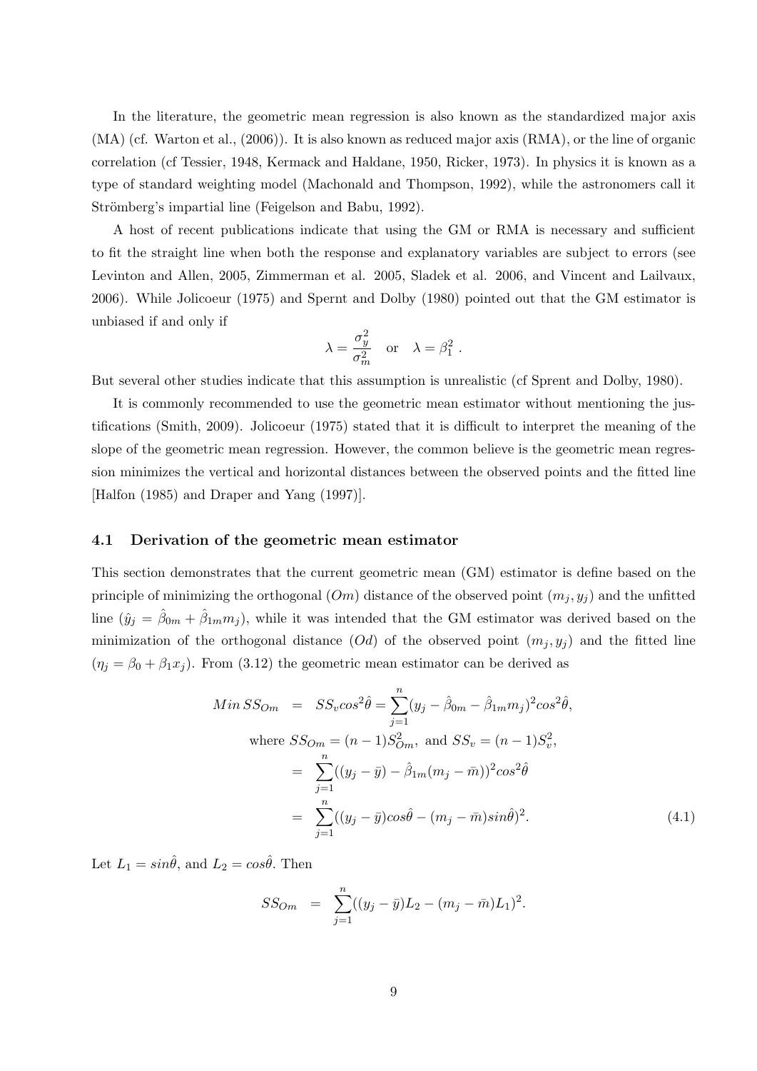In the literature, the geometric mean regression is also known as the standardized major axis (MA) (cf. Warton et al., (2006)). It is also known as reduced major axis (RMA), or the line of organic correlation (cf Tessier, 1948, Kermack and Haldane, 1950, Ricker, 1973). In physics it is known as a type of standard weighting model (Machonald and Thompson, 1992), while the astronomers call it Strömberg's impartial line (Feigelson and Babu, 1992).

A host of recent publications indicate that using the GM or RMA is necessary and sufficient to fit the straight line when both the response and explanatory variables are subject to errors (see Levinton and Allen, 2005, Zimmerman et al. 2005, Sladek et al. 2006, and Vincent and Lailvaux, 2006). While Jolicoeur (1975) and Spernt and Dolby (1980) pointed out that the GM estimator is unbiased if and only if

$$\lambda = \frac{\sigma_y^2}{\sigma_m^2} \quad \text{or} \quad \lambda = \beta_1^2 \; .$$

But several other studies indicate that this assumption is unrealistic (cf Sprent and Dolby, 1980).

It is commonly recommended to use the geometric mean estimator without mentioning the justifications (Smith, 2009). Jolicoeur (1975) stated that it is difficult to interpret the meaning of the slope of the geometric mean regression. However, the common believe is the geometric mean regression minimizes the vertical and horizontal distances between the observed points and the fitted line [Halfon (1985) and Draper and Yang (1997)].

### 4.1 Derivation of the geometric mean estimator

This section demonstrates that the current geometric mean (GM) estimator is define based on the principle of minimizing the orthogonal ($Om$) distance of the observed point $(m_j, y_j)$ and the unfitted line ($\hat{y}_j = \hat{\beta}_{0m} + \hat{\beta}_{1m} m_j$), while it was intended that the GM estimator was derived based on the minimization of the orthogonal distance ($Od$) of the observed point $(m_j, y_j)$ and the fitted line ($\eta_j = \beta_0 + \beta_1 x_j$). From (3.12) the geometric mean estimator can be derived as

$$\begin{aligned}
Min\, SS_{Om} &= SS_v cos^2\hat{\theta} = \sum_{j=1}^{n} (y_j - \hat{\beta}_{0m} - \hat{\beta}_{1m} m_j)^2 cos^2\hat{\theta}, \\
&\text{where } SS_{Om} = (n-1)S_{Om}^2, \text{ and } SS_v = (n-1)S_v^2, \\
&= \sum_{j=1}^{n} ((y_j - \bar{y}) - \hat{\beta}_{1m}(m_j - \bar{m}))^2 cos^2\hat{\theta} \\
&= \sum_{j=1}^{n} ((y_j - \bar{y}) cos\hat{\theta} - (m_j - \bar{m}) sin\hat{\theta})^2. \qquad (4.1)
\end{aligned}$$

Let $L_1 = sin\hat{\theta}$, and $L_2 = cos\hat{\theta}$. Then

$$SS_{Om} = \sum_{j=1}^{n} ((y_j - \bar{y})L_2 - (m_j - \bar{m})L_1)^2.$$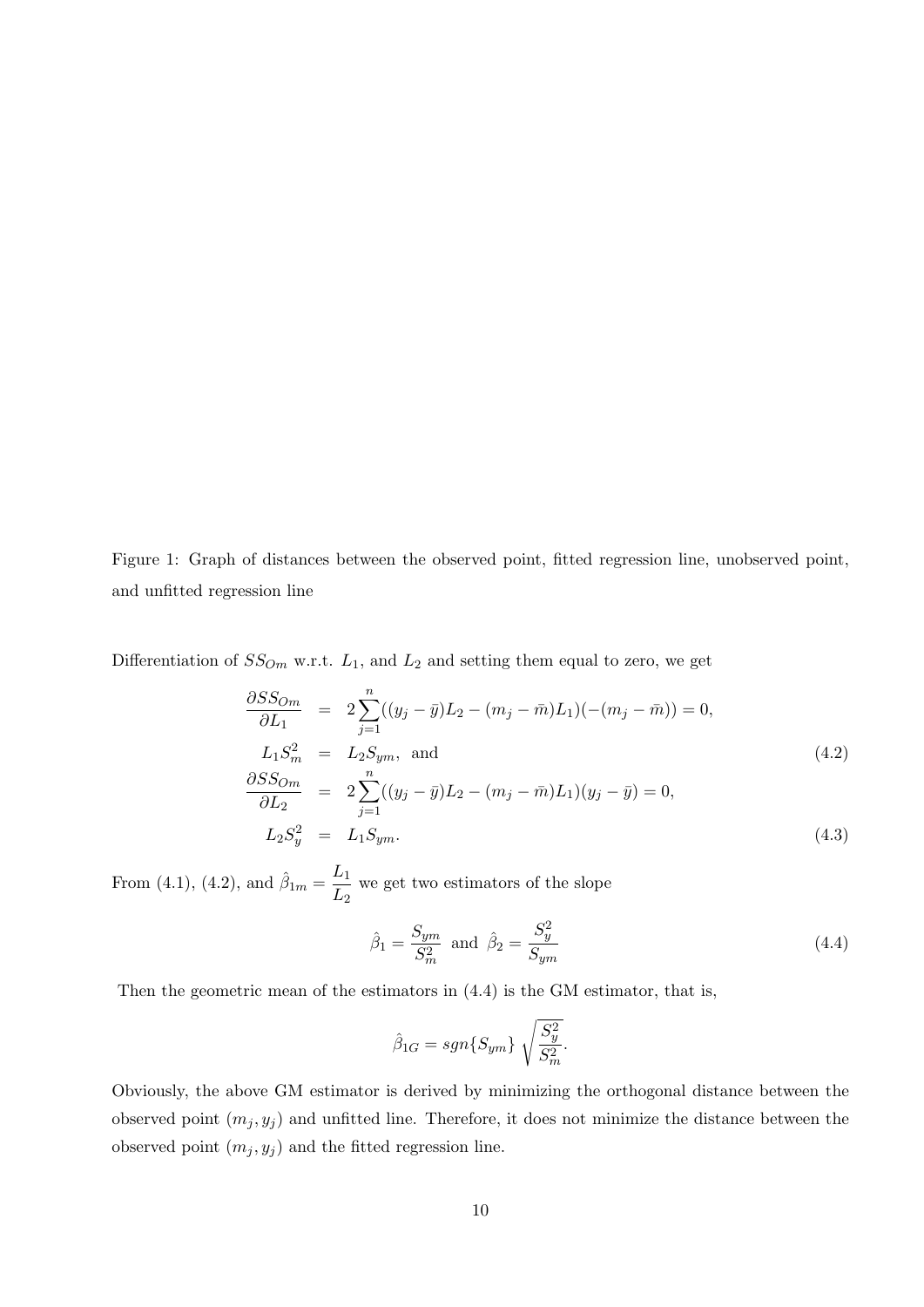Figure 1: Graph of distances between the observed point, fitted regression line, unobserved point, and unfitted regression line

Differentiation of $SS_{Om}$ w.r.t. $L_1$, and $L_2$ and setting them equal to zero, we get

$$
\begin{aligned}
\frac{\partial SS_{Om}}{\partial L_1} &= 2\sum_{j=1}^{n}((y_j-\bar{y})L_2-(m_j-\bar{m})L_1)(-(m_j-\bar{m}))=0, \\
L_1 S_m^2 &= L_2 S_{ym}, \text{ and} \qquad (4.2) \\
\frac{\partial SS_{Om}}{\partial L_2} &= 2\sum_{j=1}^{n}((y_j-\bar{y})L_2-(m_j-\bar{m})L_1)(y_j-\bar{y})=0, \\
L_2 S_y^2 &= L_1 S_{ym}. \qquad (4.3)
\end{aligned}
$$

From (4.1), (4.2), and $\hat{\beta}_{1m} = \dfrac{L_1}{L_2}$ we get two estimators of the slope

$$
\hat{\beta}_1 = \frac{S_{ym}}{S_m^2} \text{ and } \hat{\beta}_2 = \frac{S_y^2}{S_{ym}} \qquad (4.4)
$$

Then the geometric mean of the estimators in (4.4) is the GM estimator, that is,

$$
\hat{\beta}_{1G} = sgn\{S_{ym}\}\sqrt{\frac{S_y^2}{S_m^2}}.
$$

Obviously, the above GM estimator is derived by minimizing the orthogonal distance between the observed point $(m_j, y_j)$ and unfitted line. Therefore, it does not minimize the distance between the observed point $(m_j, y_j)$ and the fitted regression line.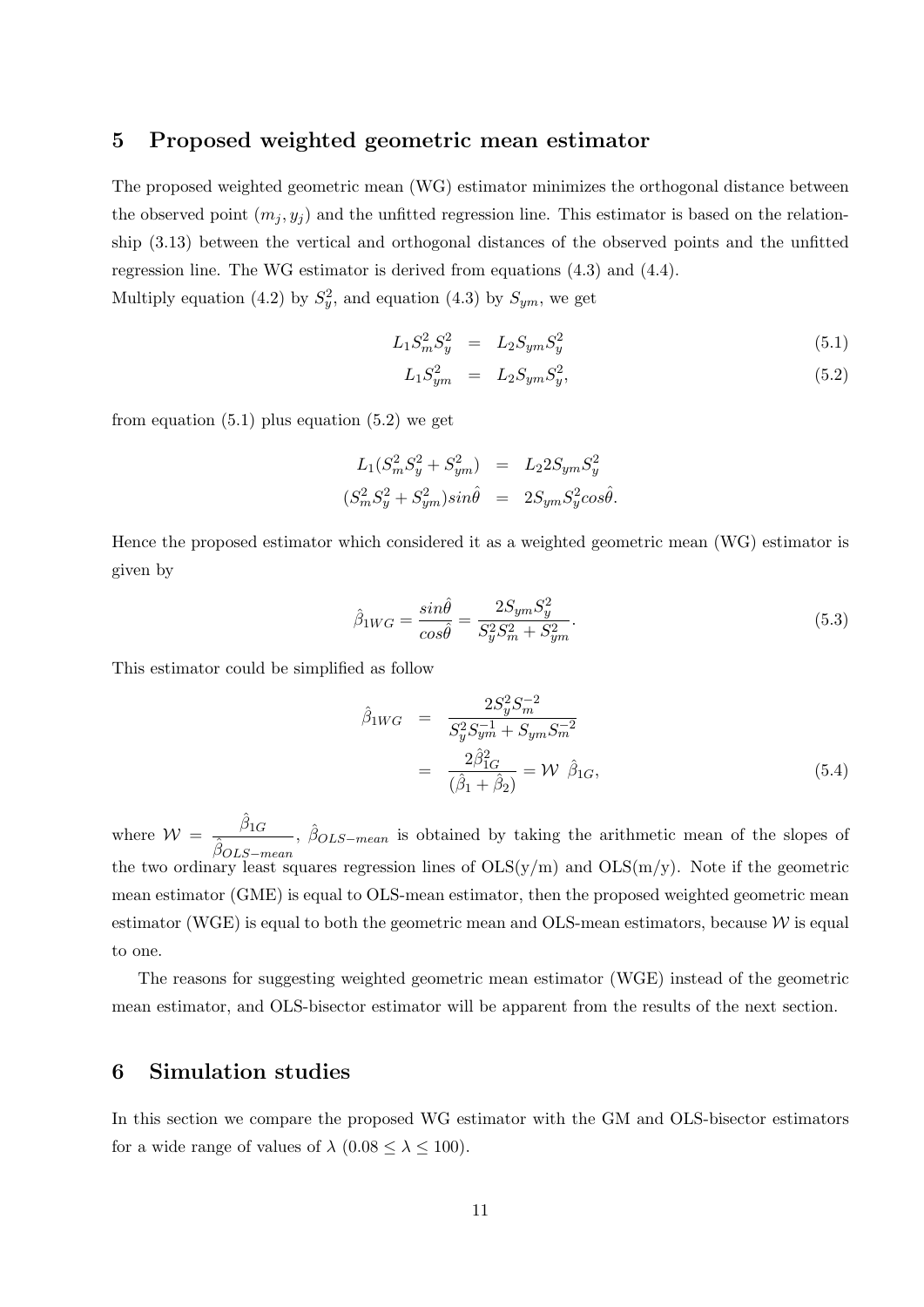## 5 Proposed weighted geometric mean estimator

The proposed weighted geometric mean (WG) estimator minimizes the orthogonal distance between the observed point $(m_j, y_j)$ and the unfitted regression line. This estimator is based on the relationship (3.13) between the vertical and orthogonal distances of the observed points and the unfitted regression line. The WG estimator is derived from equations (4.3) and (4.4).
Multiply equation (4.2) by $S_y^2$, and equation (4.3) by $S_{ym}$, we get

$$
\begin{aligned}
L_1 S_m^2 S_y^2 &= L_2 S_{ym} S_y^2 \qquad (5.1)\\
L_1 S_{ym}^2 &= L_2 S_{ym} S_y^2, \qquad (5.2)
\end{aligned}
$$

from equation (5.1) plus equation (5.2) we get

$$
\begin{aligned}
L_1(S_m^2 S_y^2 + S_{ym}^2) &= L_2 2 S_{ym} S_y^2 \\
(S_m^2 S_y^2 + S_{ym}^2) sin\hat{\theta} &= 2 S_{ym} S_y^2 cos\hat{\theta}.
\end{aligned}
$$

Hence the proposed estimator which considered it as a weighted geometric mean (WG) estimator is given by

$$
\hat{\beta}_{1WG} = \frac{sin\hat{\theta}}{cos\hat{\theta}} = \frac{2 S_{ym} S_y^2}{S_y^2 S_m^2 + S_{ym}^2}. \qquad (5.3)
$$

This estimator could be simplified as follow

$$
\begin{aligned}
\hat{\beta}_{1WG} &= \frac{2 S_y^2 S_m^{-2}}{S_y^2 S_{ym}^{-1} + S_{ym} S_m^{-2}} \\
&= \frac{2\hat{\beta}_{1G}^2}{(\hat{\beta}_1 + \hat{\beta}_2)} = \mathcal{W} \ \hat{\beta}_{1G}, \qquad (5.4)
\end{aligned}
$$

where $\mathcal{W} = \dfrac{\hat{\beta}_{1G}}{\hat{\beta}_{OLS-mean}}$, $\hat{\beta}_{OLS-mean}$ is obtained by taking the arithmetic mean of the slopes of the two ordinary least squares regression lines of OLS(y/m) and OLS(m/y). Note if the geometric mean estimator (GME) is equal to OLS-mean estimator, then the proposed weighted geometric mean estimator (WGE) is equal to both the geometric mean and OLS-mean estimators, because $\mathcal{W}$ is equal to one.

The reasons for suggesting weighted geometric mean estimator (WGE) instead of the geometric mean estimator, and OLS-bisector estimator will be apparent from the results of the next section.

## 6 Simulation studies

In this section we compare the proposed WG estimator with the GM and OLS-bisector estimators for a wide range of values of $\lambda$ $(0.08 \leq \lambda \leq 100)$.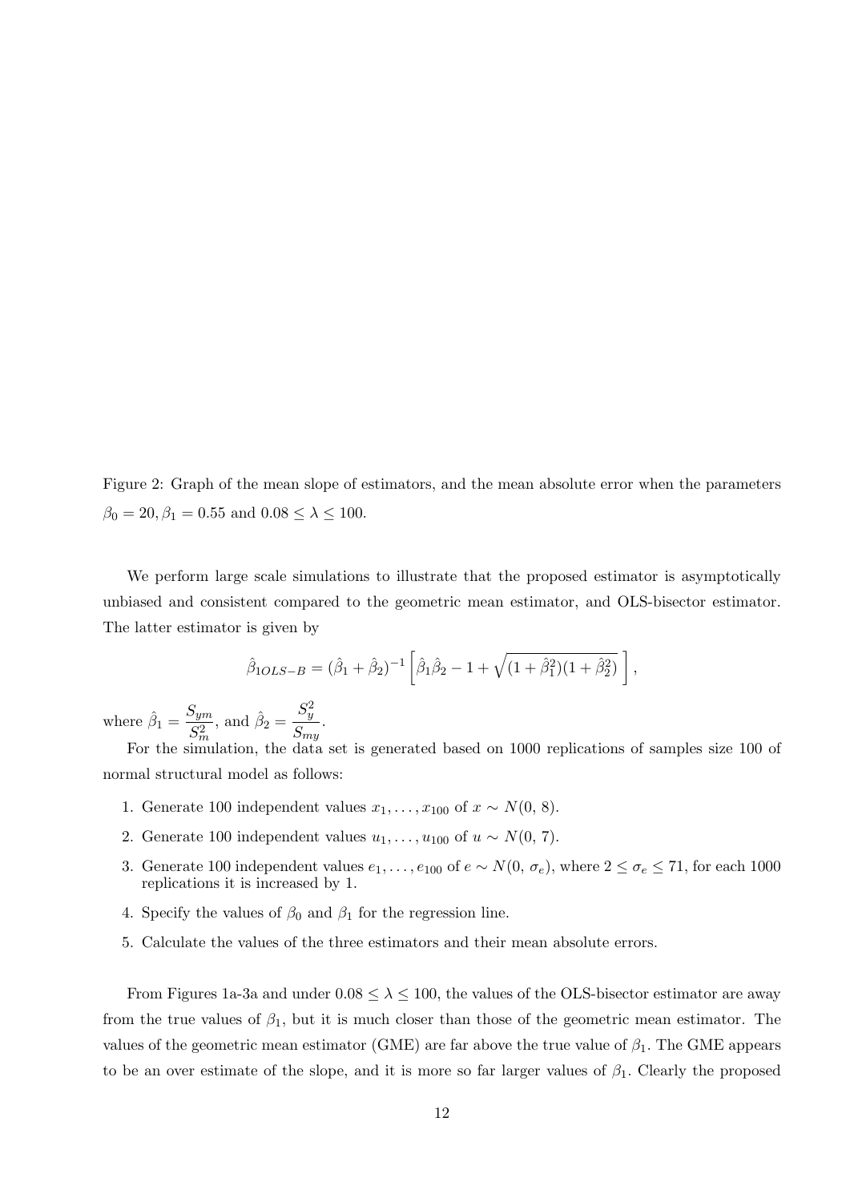Figure 2: Graph of the mean slope of estimators, and the mean absolute error when the parameters $\beta_0 = 20, \beta_1 = 0.55$ and $0.08 \leq \lambda \leq 100$.

We perform large scale simulations to illustrate that the proposed estimator is asymptotically unbiased and consistent compared to the geometric mean estimator, and OLS-bisector estimator. The latter estimator is given by

$$\hat{\beta}_{1OLS-B} = (\hat{\beta}_1 + \hat{\beta}_2)^{-1} \left[ \hat{\beta}_1 \hat{\beta}_2 - 1 + \sqrt{(1 + \hat{\beta}_1^2)(1 + \hat{\beta}_2^2)} \; \right],$$

where $\hat{\beta}_1 = \dfrac{S_{ym}}{S_m^2}$, and $\hat{\beta}_2 = \dfrac{S_y^2}{S_{my}}$.

For the simulation, the data set is generated based on 1000 replications of samples size 100 of normal structural model as follows:

1. Generate 100 independent values $x_1, \ldots, x_{100}$ of $x \sim N(0,\, 8)$.
2. Generate 100 independent values $u_1, \ldots, u_{100}$ of $u \sim N(0,\, 7)$.
3. Generate 100 independent values $e_1, \ldots, e_{100}$ of $e \sim N(0,\, \sigma_e)$, where $2 \leq \sigma_e \leq 71$, for each 1000 replications it is increased by 1.
4. Specify the values of $\beta_0$ and $\beta_1$ for the regression line.
5. Calculate the values of the three estimators and their mean absolute errors.

From Figures 1a-3a and under $0.08 \leq \lambda \leq 100$, the values of the OLS-bisector estimator are away from the true values of $\beta_1$, but it is much closer than those of the geometric mean estimator. The values of the geometric mean estimator (GME) are far above the true value of $\beta_1$. The GME appears to be an over estimate of the slope, and it is more so far larger values of $\beta_1$. Clearly the proposed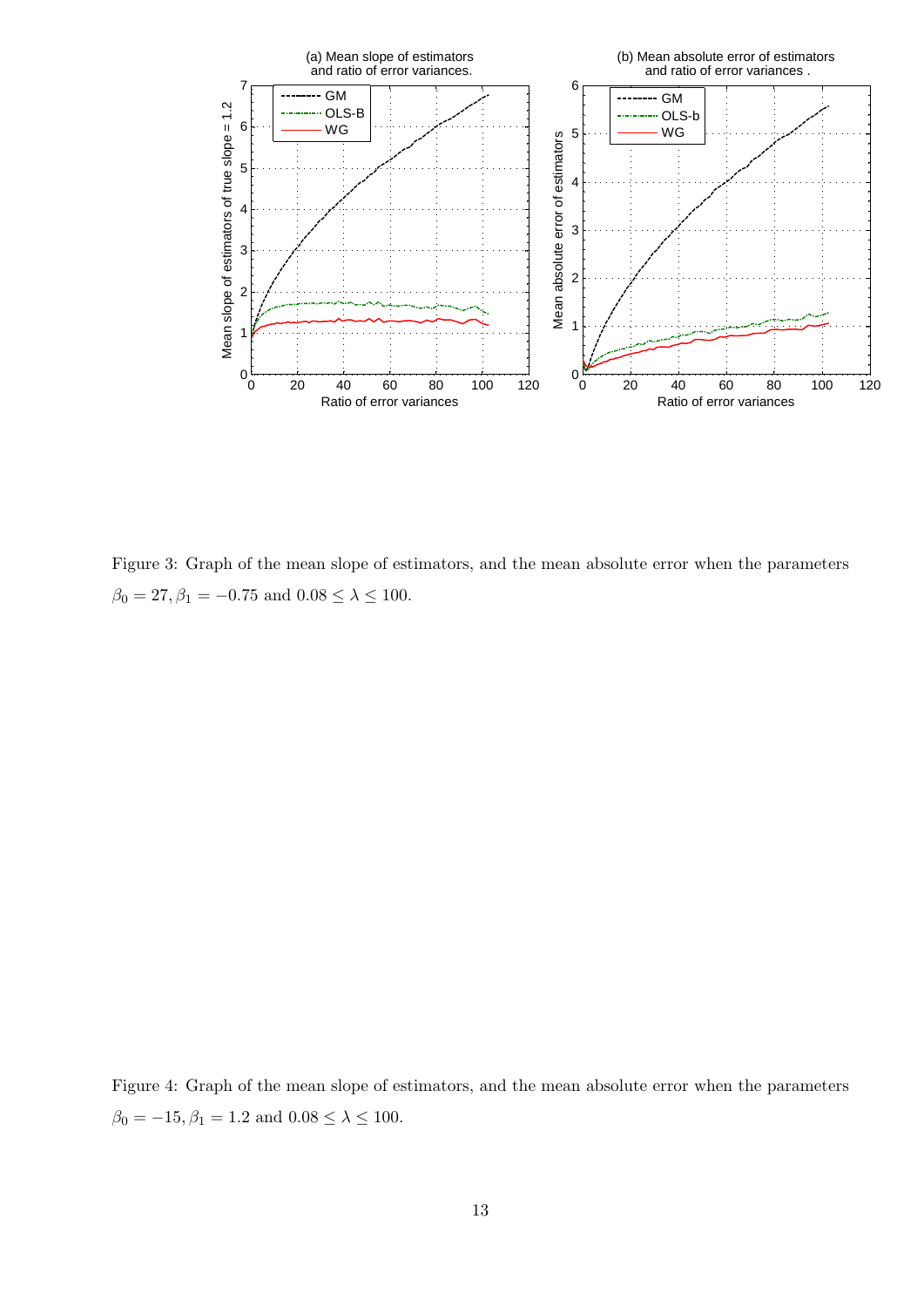Figure 3: Graph of the mean slope of estimators, and the mean absolute error when the parameters $\beta_0 = 27, \beta_1 = -0.75$ and $0.08 \leq \lambda \leq 100$.

Figure 4: Graph of the mean slope of estimators, and the mean absolute error when the parameters $\beta_0 = -15, \beta_1 = 1.2$ and $0.08 \leq \lambda \leq 100$.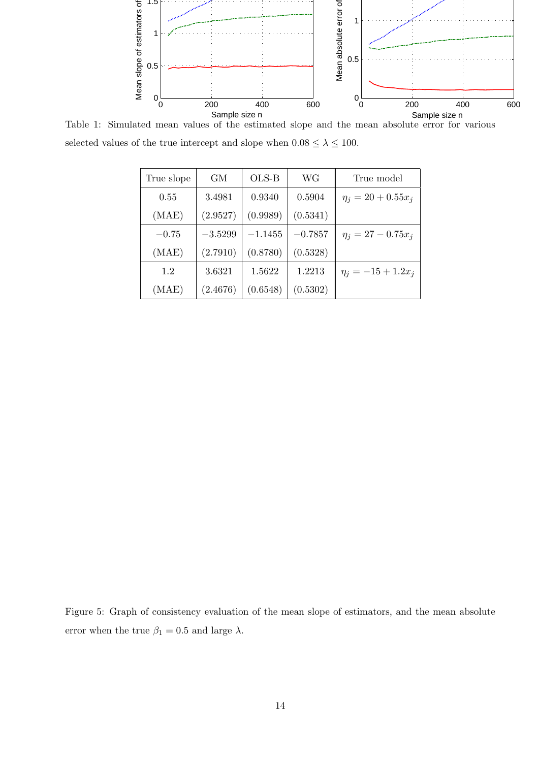Table 1: Simulated mean values of the estimated slope and the mean absolute error for various selected values of the true intercept and slope when $0.08 \leq \lambda \leq 100$.

| True slope | GM | OLS-B | WG | True model |
|---|---|---|---|---|
| 0.55 | 3.4981 | 0.9340 | 0.5904 | $\eta_j = 20 + 0.55x_j$ |
| (MAE) | (2.9527) | (0.9989) | (0.5341) | |
| $-0.75$ | $-3.5299$ | $-1.1455$ | $-0.7857$ | $\eta_j = 27 - 0.75x_j$ |
| (MAE) | (2.7910) | (0.8780) | (0.5328) | |
| 1.2 | 3.6321 | 1.5622 | 1.2213 | $\eta_j = -15 + 1.2x_j$ |
| (MAE) | (2.4676) | (0.6548) | (0.5302) | |

Figure 5: Graph of consistency evaluation of the mean slope of estimators, and the mean absolute error when the true $\beta_1 = 0.5$ and large $\lambda$.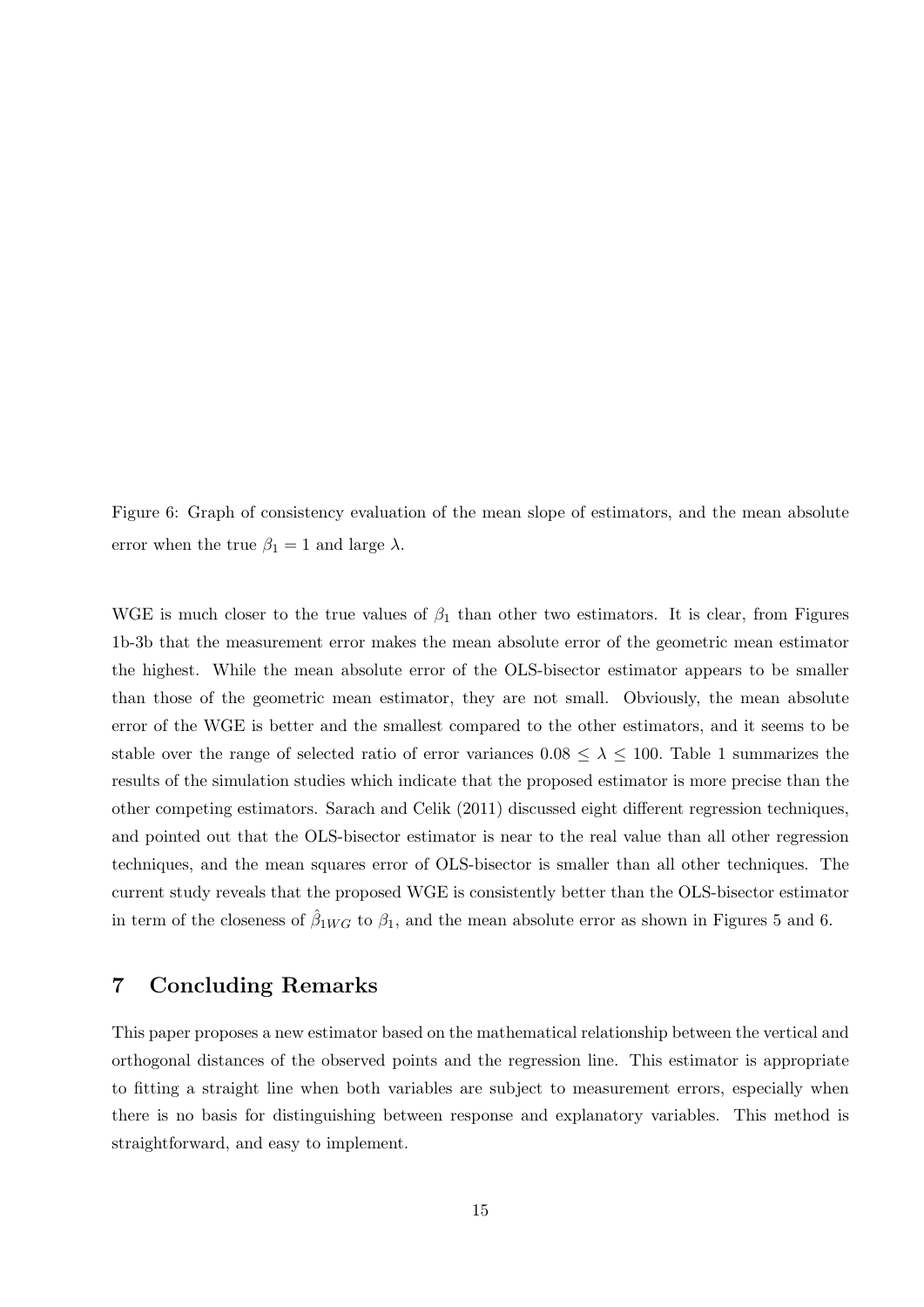Figure 6: Graph of consistency evaluation of the mean slope of estimators, and the mean absolute error when the true $\beta_1 = 1$ and large $\lambda$.

WGE is much closer to the true values of $\beta_1$ than other two estimators. It is clear, from Figures 1b-3b that the measurement error makes the mean absolute error of the geometric mean estimator the highest. While the mean absolute error of the OLS-bisector estimator appears to be smaller than those of the geometric mean estimator, they are not small. Obviously, the mean absolute error of the WGE is better and the smallest compared to the other estimators, and it seems to be stable over the range of selected ratio of error variances $0.08 \leq \lambda \leq 100$. Table 1 summarizes the results of the simulation studies which indicate that the proposed estimator is more precise than the other competing estimators. Sarach and Celik (2011) discussed eight different regression techniques, and pointed out that the OLS-bisector estimator is near to the real value than all other regression techniques, and the mean squares error of OLS-bisector is smaller than all other techniques. The current study reveals that the proposed WGE is consistently better than the OLS-bisector estimator in term of the closeness of $\hat{\beta}_{1WG}$ to $\beta_1$, and the mean absolute error as shown in Figures 5 and 6.

## 7 Concluding Remarks

This paper proposes a new estimator based on the mathematical relationship between the vertical and orthogonal distances of the observed points and the regression line. This estimator is appropriate to fitting a straight line when both variables are subject to measurement errors, especially when there is no basis for distinguishing between response and explanatory variables. This method is straightforward, and easy to implement.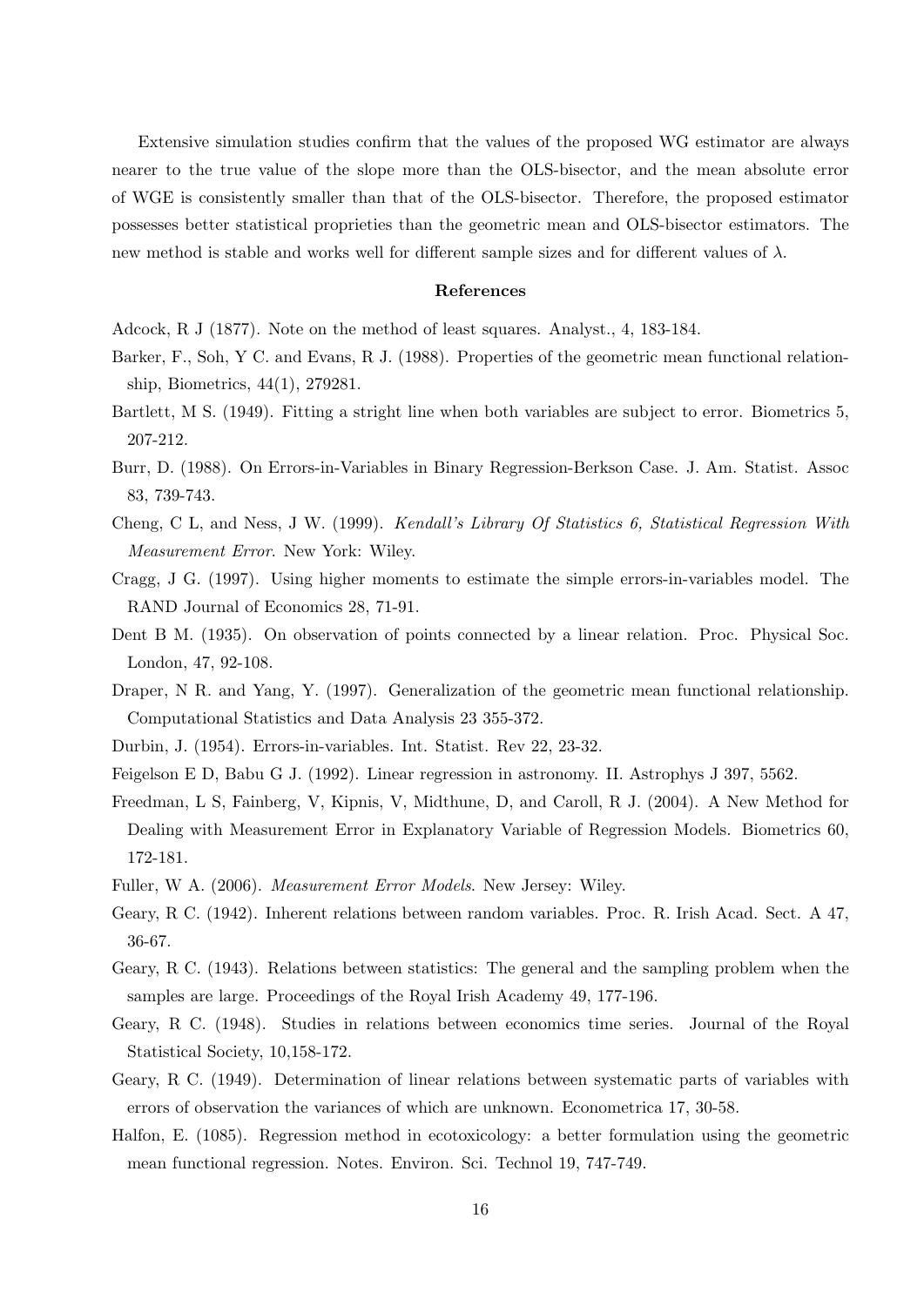Extensive simulation studies confirm that the values of the proposed WG estimator are always nearer to the true value of the slope more than the OLS-bisector, and the mean absolute error of WGE is consistently smaller than that of the OLS-bisector. Therefore, the proposed estimator possesses better statistical proprieties than the geometric mean and OLS-bisector estimators. The new method is stable and works well for different sample sizes and for different values of $\lambda$.

## References

Adcock, R J (1877). Note on the method of least squares. Analyst., 4, 183-184.

Barker, F., Soh, Y C. and Evans, R J. (1988). Properties of the geometric mean functional relationship, Biometrics, 44(1), 279281.

Bartlett, M S. (1949). Fitting a stright line when both variables are subject to error. Biometrics 5, 207-212.

Burr, D. (1988). On Errors-in-Variables in Binary Regression-Berkson Case. J. Am. Statist. Assoc 83, 739-743.

Cheng, C L, and Ness, J W. (1999). *Kendall's Library Of Statistics 6, Statistical Regression With Measurement Error*. New York: Wiley.

Cragg, J G. (1997). Using higher moments to estimate the simple errors-in-variables model. The RAND Journal of Economics 28, 71-91.

Dent B M. (1935). On observation of points connected by a linear relation. Proc. Physical Soc. London, 47, 92-108.

Draper, N R. and Yang, Y. (1997). Generalization of the geometric mean functional relationship. Computational Statistics and Data Analysis 23 355-372.

Durbin, J. (1954). Errors-in-variables. Int. Statist. Rev 22, 23-32.

Feigelson E D, Babu G J. (1992). Linear regression in astronomy. II. Astrophys J 397, 5562.

Freedman, L S, Fainberg, V, Kipnis, V, Midthune, D, and Caroll, R J. (2004). A New Method for Dealing with Measurement Error in Explanatory Variable of Regression Models. Biometrics 60, 172-181.

Fuller, W A. (2006). *Measurement Error Models*. New Jersey: Wiley.

Geary, R C. (1942). Inherent relations between random variables. Proc. R. Irish Acad. Sect. A 47, 36-67.

Geary, R C. (1943). Relations between statistics: The general and the sampling problem when the samples are large. Proceedings of the Royal Irish Academy 49, 177-196.

Geary, R. C. (1948). Studies in relations between economics time series. Journal of the Royal Statistical Society, 10,158-172.

Geary, R C. (1949). Determination of linear relations between systematic parts of variables with errors of observation the variances of which are unknown. Econometrica 17, 30-58.

Halfon, E. (1085). Regression method in ecotoxicology: a better formulation using the geometric mean functional regression. Notes. Environ. Sci. Technol 19, 747-749.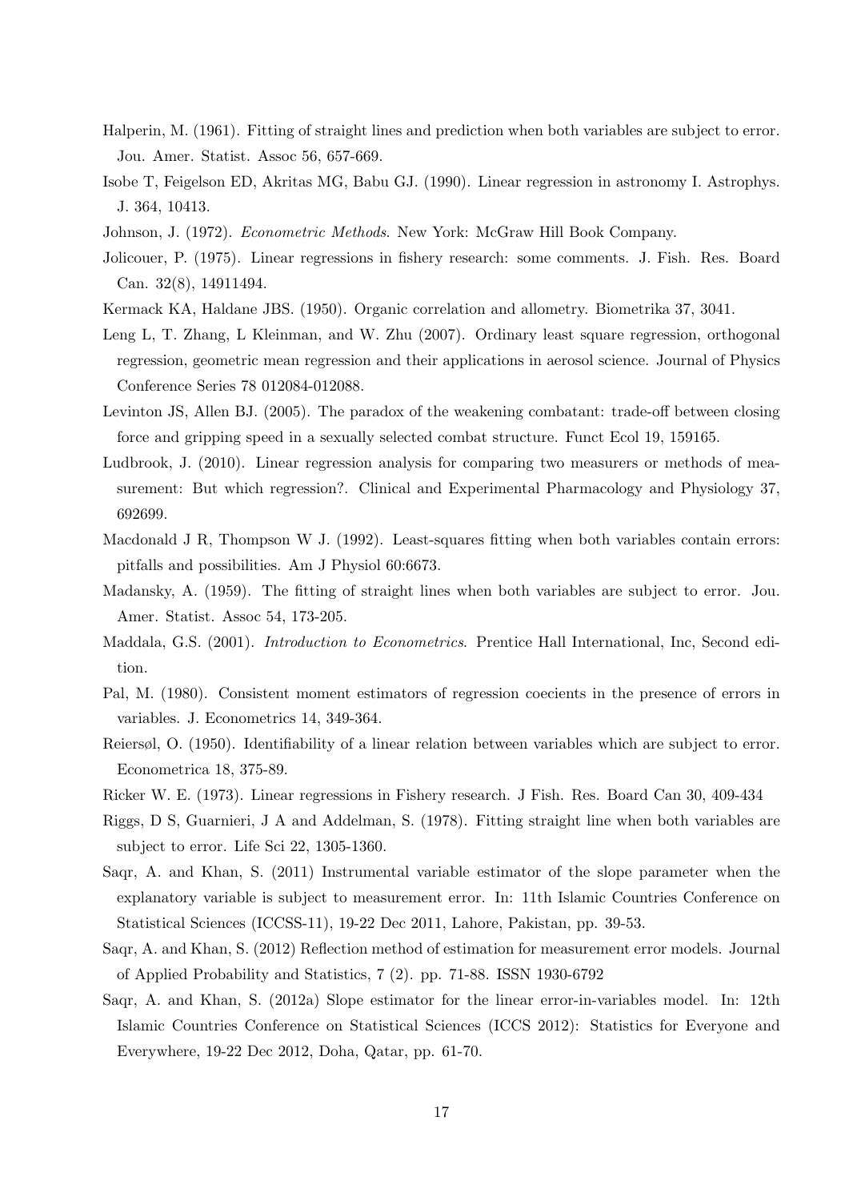Halperin, M. (1961). Fitting of straight lines and prediction when both variables are subject to error. Jou. Amer. Statist. Assoc 56, 657-669.

Isobe T, Feigelson ED, Akritas MG, Babu GJ. (1990). Linear regression in astronomy I. Astrophys. J. 364, 10413.

Johnson, J. (1972). *Econometric Methods*. New York: McGraw Hill Book Company.

Jolicouer, P. (1975). Linear regressions in fishery research: some comments. J. Fish. Res. Board Can. 32(8), 14911494.

Kermack KA, Haldane JBS. (1950). Organic correlation and allometry. Biometrika 37, 3041.

Leng L, T. Zhang, L Kleinman, and W. Zhu (2007). Ordinary least square regression, orthogonal regression, geometric mean regression and their applications in aerosol science. Journal of Physics Conference Series 78 012084-012088.

Levinton JS, Allen BJ. (2005). The paradox of the weakening combatant: trade-off between closing force and gripping speed in a sexually selected combat structure. Funct Ecol 19, 159165.

Ludbrook, J. (2010). Linear regression analysis for comparing two measurers or methods of measurement: But which regression?. Clinical and Experimental Pharmacology and Physiology 37, 692699.

Macdonald J R, Thompson W J. (1992). Least-squares fitting when both variables contain errors: pitfalls and possibilities. Am J Physiol 60:6673.

Madansky, A. (1959). The fitting of straight lines when both variables are subject to error. Jou. Amer. Statist. Assoc 54, 173-205.

Maddala, G.S. (2001). *Introduction to Econometrics*. Prentice Hall International, Inc, Second edition.

Pal, M. (1980). Consistent moment estimators of regression coecients in the presence of errors in variables. J. Econometrics 14, 349-364.

Reiersøl, O. (1950). Identifiability of a linear relation between variables which are subject to error. Econometrica 18, 375-89.

Ricker W. E. (1973). Linear regressions in Fishery research. J Fish. Res. Board Can 30, 409-434

Riggs, D S, Guarnieri, J A and Addelman, S. (1978). Fitting straight line when both variables are subject to error. Life Sci 22, 1305-1360.

Saqr, A. and Khan, S. (2011) Instrumental variable estimator of the slope parameter when the explanatory variable is subject to measurement error. In: 11th Islamic Countries Conference on Statistical Sciences (ICCSS-11), 19-22 Dec 2011, Lahore, Pakistan, pp. 39-53.

Saqr, A. and Khan, S. (2012) Reflection method of estimation for measurement error models. Journal of Applied Probability and Statistics, 7 (2). pp. 71-88. ISSN 1930-6792

Saqr, A. and Khan, S. (2012a) Slope estimator for the linear error-in-variables model. In: 12th Islamic Countries Conference on Statistical Sciences (ICCS 2012): Statistics for Everyone and Everywhere, 19-22 Dec 2012, Doha, Qatar, pp. 61-70.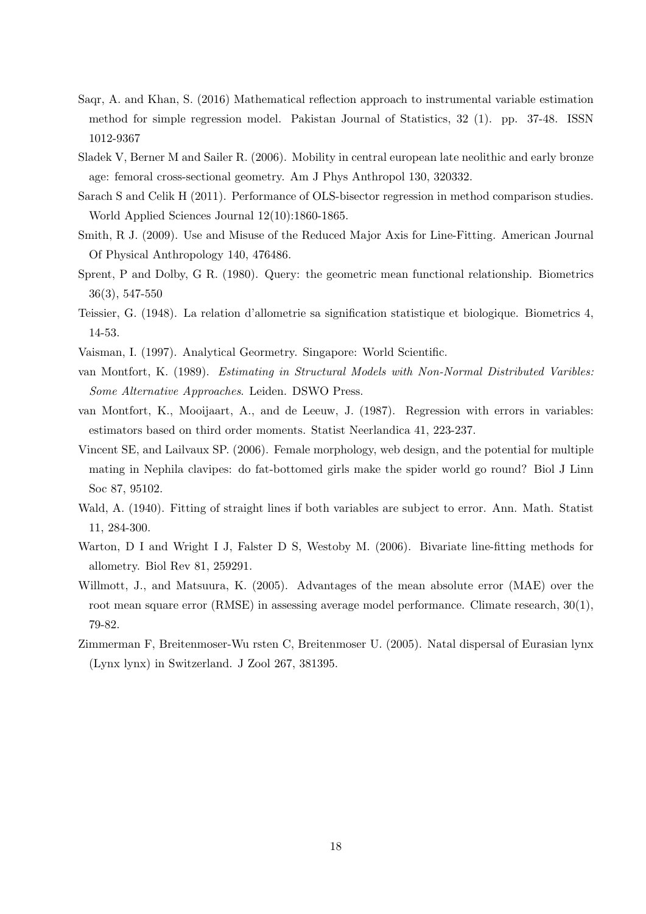Saqr, A. and Khan, S. (2016) Mathematical reflection approach to instrumental variable estimation method for simple regression model. Pakistan Journal of Statistics, 32 (1). pp. 37-48. ISSN 1012-9367

Sladek V, Berner M and Sailer R. (2006). Mobility in central european late neolithic and early bronze age: femoral cross-sectional geometry. Am J Phys Anthropol 130, 320332.

Sarach S and Celik H (2011). Performance of OLS-bisector regression in method comparison studies. World Applied Sciences Journal 12(10):1860-1865.

Smith, R J. (2009). Use and Misuse of the Reduced Major Axis for Line-Fitting. American Journal Of Physical Anthropology 140, 476486.

Sprent, P and Dolby, G R. (1980). Query: the geometric mean functional relationship. Biometrics 36(3), 547-550

Teissier, G. (1948). La relation d'allometrie sa signification statistique et biologique. Biometrics 4, 14-53.

Vaisman, I. (1997). Analytical Geormetry. Singapore: World Scientific.

van Montfort, K. (1989). *Estimating in Structural Models with Non-Normal Distributed Varibles: Some Alternative Approaches*. Leiden. DSWO Press.

van Montfort, K., Mooijaart, A., and de Leeuw, J. (1987). Regression with errors in variables: estimators based on third order moments. Statist Neerlandica 41, 223-237.

Vincent SE, and Lailvaux SP. (2006). Female morphology, web design, and the potential for multiple mating in Nephila clavipes: do fat-bottomed girls make the spider world go round? Biol J Linn Soc 87, 95102.

Wald, A. (1940). Fitting of straight lines if both variables are subject to error. Ann. Math. Statist 11, 284-300.

Warton, D I and Wright I J, Falster D S, Westoby M. (2006). Bivariate line-fitting methods for allometry. Biol Rev 81, 259291.

Willmott, J., and Matsuura, K. (2005). Advantages of the mean absolute error (MAE) over the root mean square error (RMSE) in assessing average model performance. Climate research, 30(1), 79-82.

Zimmerman F, Breitenmoser-Wu rsten C, Breitenmoser U. (2005). Natal dispersal of Eurasian lynx (Lynx lynx) in Switzerland. J Zool 267, 381395.